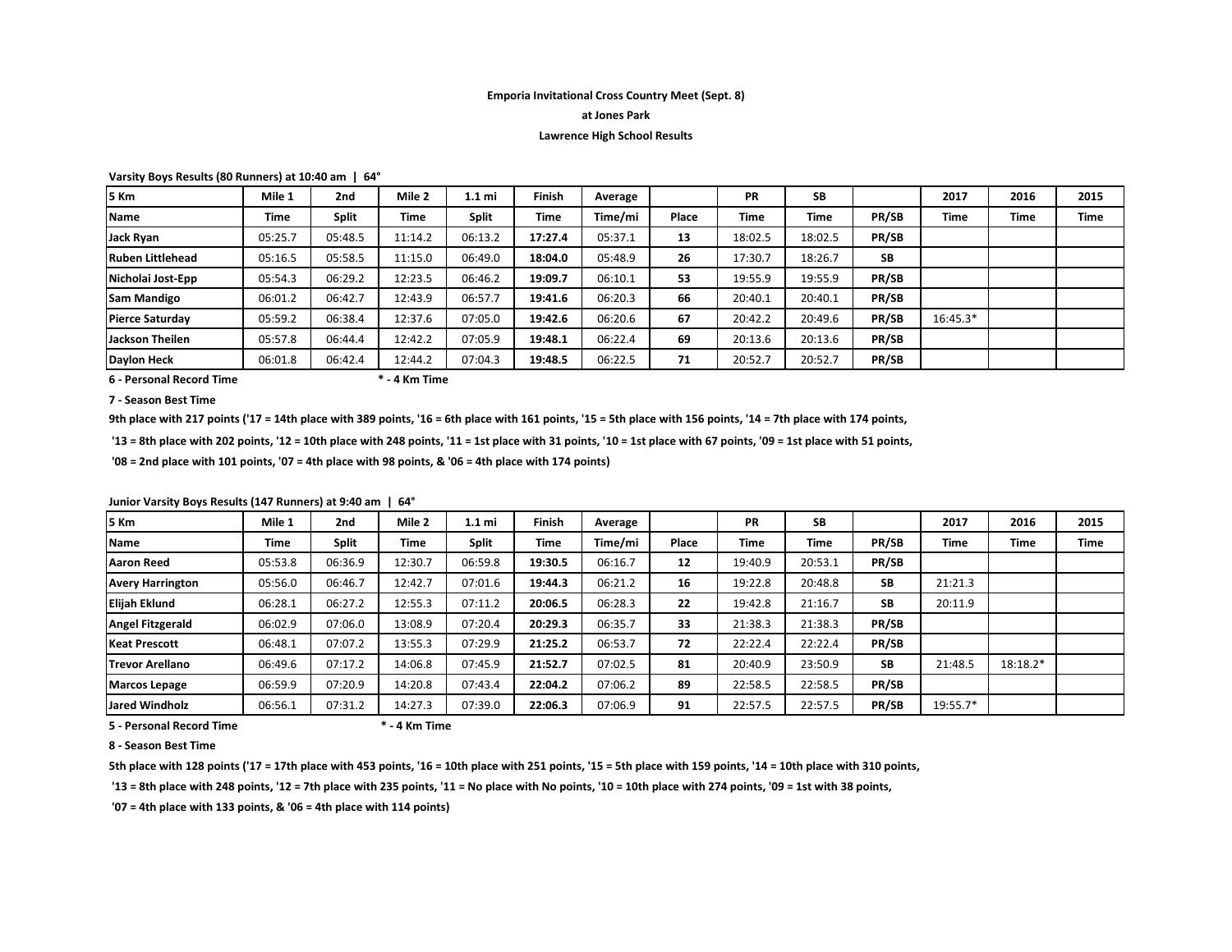**Emporia Invitational Cross Country Meet (Sept. 8)**

**at Jones Park**

**Lawrence High School Results**

**Varsity Boys Results (80 Runners) at 10:40 am | 64°**

| 5 Km | Mile 1 | 2nd | Mile 2 | 1.1 mi | Finish | Average | | PR | SB | | 2017 | 2016 | 2015 |
|---|---|---|---|---|---|---|---|---|---|---|---|---|---|
| **Name** | **Time** | **Split** | **Time** | **Split** | **Time** | **Time/mi** | **Place** | **Time** | **Time** | **PR/SB** | **Time** | **Time** | **Time** |
| **Jack Ryan** | 05:25.7 | 05:48.5 | 11:14.2 | 06:13.2 | **17:27.4** | 05:37.1 | **13** | 18:02.5 | 18:02.5 | **PR/SB** | | | |
| **Ruben Littlehead** | 05:16.5 | 05:58.5 | 11:15.0 | 06:49.0 | **18:04.0** | 05:48.9 | **26** | 17:30.7 | 18:26.7 | **SB** | | | |
| **Nicholai Jost-Epp** | 05:54.3 | 06:29.2 | 12:23.5 | 06:46.2 | **19:09.7** | 06:10.1 | **53** | 19:55.9 | 19:55.9 | **PR/SB** | | | |
| **Sam Mandigo** | 06:01.2 | 06:42.7 | 12:43.9 | 06:57.7 | **19:41.6** | 06:20.3 | **66** | 20:40.1 | 20:40.1 | **PR/SB** | | | |
| **Pierce Saturday** | 05:59.2 | 06:38.4 | 12:37.6 | 07:05.0 | **19:42.6** | 06:20.6 | **67** | 20:42.2 | 20:49.6 | **PR/SB** | 16:45.3* | | |
| **Jackson Theilen** | 05:57.8 | 06:44.4 | 12:42.2 | 07:05.9 | **19:48.1** | 06:22.4 | **69** | 20:13.6 | 20:13.6 | **PR/SB** | | | |
| **Daylon Heck** | 06:01.8 | 06:42.4 | 12:44.2 | 07:04.3 | **19:48.5** | 06:22.5 | **71** | 20:52.7 | 20:52.7 | **PR/SB** | | | |

**6 - Personal Record Time** **\* - 4 Km Time**

**7 - Season Best Time**

**9th place with 217 points ('17 = 14th place with 389 points, '16 = 6th place with 161 points, '15 = 5th place with 156 points, '14 = 7th place with 174 points,**

**'13 = 8th place with 202 points, '12 = 10th place with 248 points, '11 = 1st place with 31 points, '10 = 1st place with 67 points, '09 = 1st place with 51 points,**

**'08 = 2nd place with 101 points, '07 = 4th place with 98 points, & '06 = 4th place with 174 points)**

**Junior Varsity Boys Results (147 Runners) at 9:40 am | 64°**

| 5 Km | Mile 1 | 2nd | Mile 2 | 1.1 mi | Finish | Average | | PR | SB | | 2017 | 2016 | 2015 |
|---|---|---|---|---|---|---|---|---|---|---|---|---|---|
| **Name** | **Time** | **Split** | **Time** | **Split** | **Time** | **Time/mi** | **Place** | **Time** | **Time** | **PR/SB** | **Time** | **Time** | **Time** |
| **Aaron Reed** | 05:53.8 | 06:36.9 | 12:30.7 | 06:59.8 | **19:30.5** | 06:16.7 | **12** | 19:40.9 | 20:53.1 | **PR/SB** | | | |
| **Avery Harrington** | 05:56.0 | 06:46.7 | 12:42.7 | 07:01.6 | **19:44.3** | 06:21.2 | **16** | 19:22.8 | 20:48.8 | **SB** | 21:21.3 | | |
| **Elijah Eklund** | 06:28.1 | 06:27.2 | 12:55.3 | 07:11.2 | **20:06.5** | 06:28.3 | **22** | 19:42.8 | 21:16.7 | **SB** | 20:11.9 | | |
| **Angel Fitzgerald** | 06:02.9 | 07:06.0 | 13:08.9 | 07:20.4 | **20:29.3** | 06:35.7 | **33** | 21:38.3 | 21:38.3 | **PR/SB** | | | |
| **Keat Prescott** | 06:48.1 | 07:07.2 | 13:55.3 | 07:29.9 | **21:25.2** | 06:53.7 | **72** | 22:22.4 | 22:22.4 | **PR/SB** | | | |
| **Trevor Arellano** | 06:49.6 | 07:17.2 | 14:06.8 | 07:45.9 | **21:52.7** | 07:02.5 | **81** | 20:40.9 | 23:50.9 | **SB** | 21:48.5 | 18:18.2* | |
| **Marcos Lepage** | 06:59.9 | 07:20.9 | 14:20.8 | 07:43.4 | **22:04.2** | 07:06.2 | **89** | 22:58.5 | 22:58.5 | **PR/SB** | | | |
| **Jared Windholz** | 06:56.1 | 07:31.2 | 14:27.3 | 07:39.0 | **22:06.3** | 07:06.9 | **91** | 22:57.5 | 22:57.5 | **PR/SB** | 19:55.7* | | |

**5 - Personal Record Time** **\* - 4 Km Time**

**8 - Season Best Time**

**5th place with 128 points ('17 = 17th place with 453 points, '16 = 10th place with 251 points, '15 = 5th place with 159 points, '14 = 10th place with 310 points,**

**'13 = 8th place with 248 points, '12 = 7th place with 235 points, '11 = No place with No points, '10 = 10th place with 274 points, '09 = 1st with 38 points,**

**'07 = 4th place with 133 points, & '06 = 4th place with 114 points)**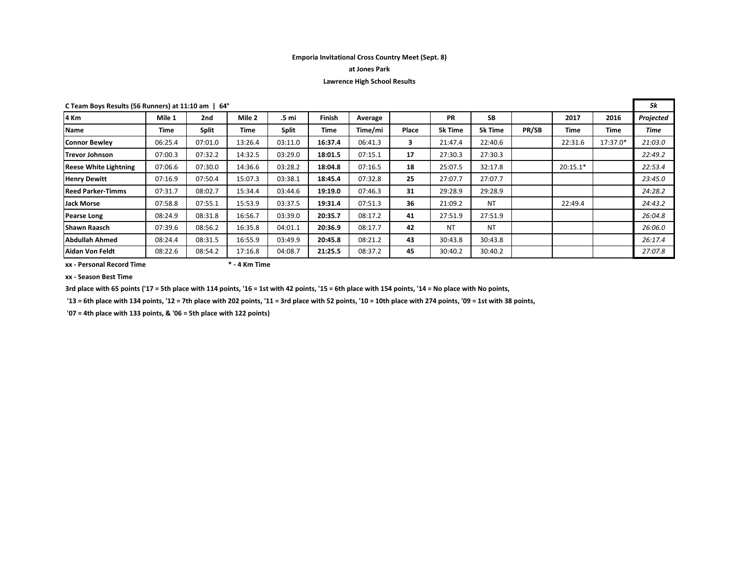**Emporia Invitational Cross Country Meet (Sept. 8)**

**at Jones Park**

**Lawrence High School Results**

| C Team Boys Results (56 Runners) at 11:10 am \| 64° | | | | | | | | | | | | | *5k* |
|---|---|---|---|---|---|---|---|---|---|---|---|---|---|
| **4 Km** | **Mile 1** | **2nd** | **Mile 2** | **.5 mi** | **Finish** | **Average** | | **PR** | **SB** | | **2017** | **2016** | ***Projected*** |
| **Name** | **Time** | **Split** | **Time** | **Split** | **Time** | **Time/mi** | **Place** | **5k Time** | **5k Time** | **PR/SB** | **Time** | **Time** | ***Time*** |
| **Connor Bewley** | 06:25.4 | 07:01.0 | 13:26.4 | 03:11.0 | **16:37.4** | 06:41.3 | **3** | 21:47.4 | 22:40.6 | | 22:31.6 | 17:37.0* | *21:03.0* |
| **Trevor Johnson** | 07:00.3 | 07:32.2 | 14:32.5 | 03:29.0 | **18:01.5** | 07:15.1 | **17** | 27:30.3 | 27:30.3 | | | | *22:49.2* |
| **Reese White Lightning** | 07:06.6 | 07:30.0 | 14:36.6 | 03:28.2 | **18:04.8** | 07:16.5 | **18** | 25:07.5 | 32:17.8 | | 20:15.1* | | *22:53.4* |
| **Henry Dewitt** | 07:16.9 | 07:50.4 | 15:07.3 | 03:38.1 | **18:45.4** | 07:32.8 | **25** | 27:07.7 | 27:07.7 | | | | *23:45.0* |
| **Reed Parker-Timms** | 07:31.7 | 08:02.7 | 15:34.4 | 03:44.6 | **19:19.0** | 07:46.3 | **31** | 29:28.9 | 29:28.9 | | | | *24:28.2* |
| **Jack Morse** | 07:58.8 | 07:55.1 | 15:53.9 | 03:37.5 | **19:31.4** | 07:51.3 | **36** | 21:09.2 | NT | | 22:49.4 | | *24:43.2* |
| **Pearse Long** | 08:24.9 | 08:31.8 | 16:56.7 | 03:39.0 | **20:35.7** | 08:17.2 | **41** | 27:51.9 | 27:51.9 | | | | *26:04.8* |
| **Shawn Raasch** | 07:39.6 | 08:56.2 | 16:35.8 | 04:01.1 | **20:36.9** | 08:17.7 | **42** | NT | NT | | | | *26:06.0* |
| **Abdullah Ahmed** | 08:24.4 | 08:31.5 | 16:55.9 | 03:49.9 | **20:45.8** | 08:21.2 | **43** | 30:43.8 | 30:43.8 | | | | *26:17.4* |
| **Aidan Von Feldt** | 08:22.6 | 08:54.2 | 17:16.8 | 04:08.7 | **21:25.5** | 08:37.2 | **45** | 30:40.2 | 30:40.2 | | | | *27:07.8* |

**xx - Personal Record Time** **\* - 4 Km Time**

**xx - Season Best Time**

**3rd place with 65 points ('17 = 5th place with 114 points, '16 = 1st with 42 points, '15 = 6th place with 154 points, '14 = No place with No points, '13 = 6th place with 134 points, '12 = 7th place with 202 points, '11 = 3rd place with 52 points, '10 = 10th place with 274 points, '09 = 1st with 38 points, '07 = 4th place with 133 points, & '06 = 5th place with 122 points)**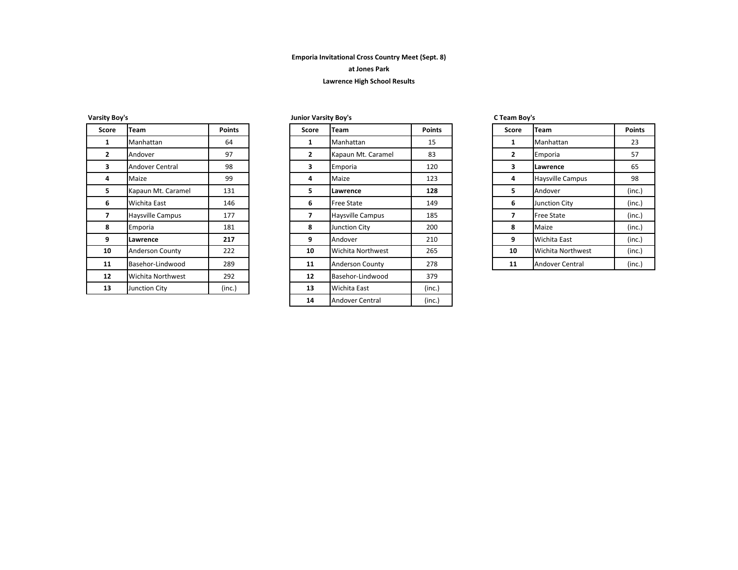**Emporia Invitational Cross Country Meet (Sept. 8)**

**at Jones Park**

**Lawrence High School Results**

**Varsity Boy's**

| Score | Team | Points |
|---|---|---|
| **1** | Manhattan | 64 |
| **2** | Andover | 97 |
| **3** | Andover Central | 98 |
| **4** | Maize | 99 |
| **5** | Kapaun Mt. Caramel | 131 |
| **6** | Wichita East | 146 |
| **7** | Haysville Campus | 177 |
| **8** | Emporia | 181 |
| **9** | **Lawrence** | **217** |
| **10** | Anderson County | 222 |
| **11** | Basehor-Lindwood | 289 |
| **12** | Wichita Northwest | 292 |
| **13** | Junction City | (inc.) |

**Junior Varsity Boy's**

| Score | Team | Points |
|---|---|---|
| **1** | Manhattan | 15 |
| **2** | Kapaun Mt. Caramel | 83 |
| **3** | Emporia | 120 |
| **4** | Maize | 123 |
| **5** | **Lawrence** | **128** |
| **6** | Free State | 149 |
| **7** | Haysville Campus | 185 |
| **8** | Junction City | 200 |
| **9** | Andover | 210 |
| **10** | Wichita Northwest | 265 |
| **11** | Anderson County | 278 |
| **12** | Basehor-Lindwood | 379 |
| **13** | Wichita East | (inc.) |
| **14** | Andover Central | (inc.) |

**C Team Boy's**

| Score | Team | Points |
|---|---|---|
| **1** | Manhattan | 23 |
| **2** | Emporia | 57 |
| **3** | **Lawrence** | 65 |
| **4** | Haysville Campus | 98 |
| **5** | Andover | (inc.) |
| **6** | Junction City | (inc.) |
| **7** | Free State | (inc.) |
| **8** | Maize | (inc.) |
| **9** | Wichita East | (inc.) |
| **10** | Wichita Northwest | (inc.) |
| **11** | Andover Central | (inc.) |